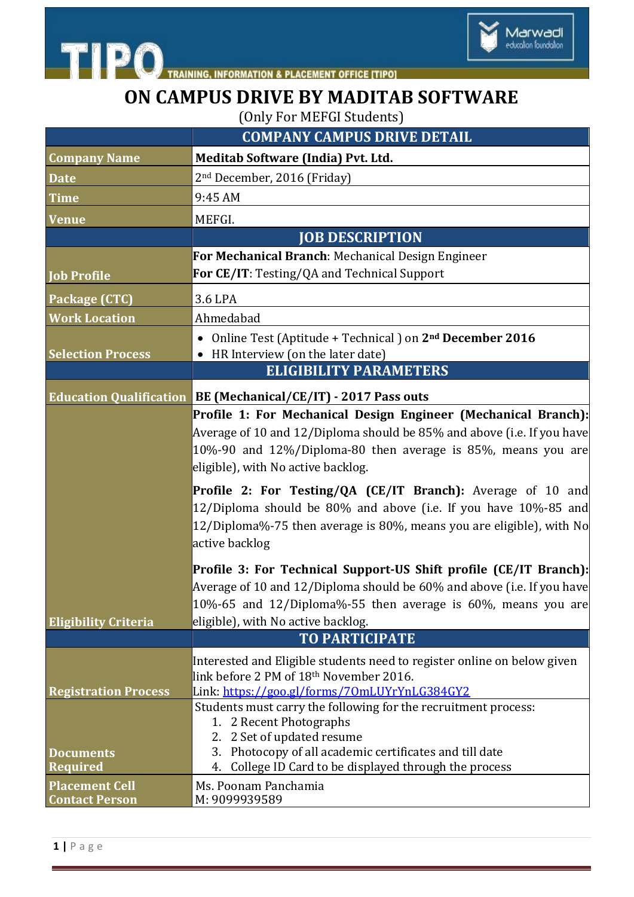# ON CAMPUS DRIVE BY MADITAB SOFTWARE

(Only For MEFGI Students)

| | COMPANY CAMPUS DRIVE DETAIL |
|---|---|
| **Company Name** | **Meditab Software (India) Pvt. Ltd.** |
| **Date** | 2nd December, 2016 (Friday) |
| **Time** | 9:45 AM |
| **Venue** | MEFGI. |
| | **JOB DESCRIPTION** |
| **Job Profile** | **For Mechanical Branch**: Mechanical Design Engineer<br>**For CE/IT**: Testing/QA and Technical Support |
| **Package (CTC)** | 3.6 LPA |
| **Work Location** | Ahmedabad |
| **Selection Process** | • Online Test (Aptitude + Technical ) on **2nd December 2016**<br>• HR Interview (on the later date) |
| | **ELIGIBILITY PARAMETERS** |
| **Education Qualification** | **BE (Mechanical/CE/IT) - 2017 Pass outs** |
| **Eligibility Criteria** | **Profile 1: For Mechanical Design Engineer (Mechanical Branch):** Average of 10 and 12/Diploma should be 85% and above (i.e. If you have 10%-90 and 12%/Diploma-80 then average is 85%, means you are eligible), with No active backlog.<br><br>**Profile 2: For Testing/QA (CE/IT Branch):** Average of 10 and 12/Diploma should be 80% and above (i.e. If you have 10%-85 and 12/Diploma%-75 then average is 80%, means you are eligible), with No active backlog<br><br>**Profile 3: For Technical Support-US Shift profile (CE/IT Branch):** Average of 10 and 12/Diploma should be 60% and above (i.e. If you have 10%-65 and 12/Diploma%-55 then average is 60%, means you are eligible), with No active backlog. |
| | **TO PARTICIPATE** |
| **Registration Process** | Interested and Eligible students need to register online on below given link before 2 PM of 18th November 2016.<br>Link: https://goo.gl/forms/7OmLUYrYnLG384GY2 |
| **Documents Required** | Students must carry the following for the recruitment process:<br>1. 2 Recent Photographs<br>2. 2 Set of updated resume<br>3. Photocopy of all academic certificates and till date<br>4. College ID Card to be displayed through the process |
| **Placement Cell Contact Person** | Ms. Poonam Panchamia<br>M: 9099939589 |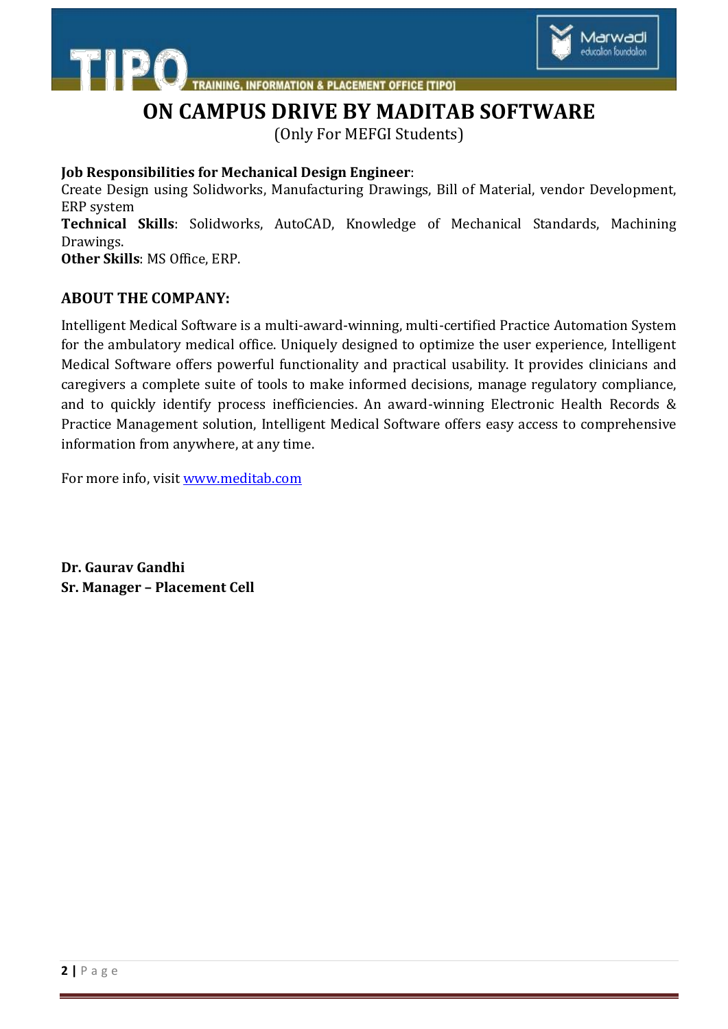# ON CAMPUS DRIVE BY MADITAB SOFTWARE

(Only For MEFGI Students)

**Job Responsibilities for Mechanical Design Engineer**:
Create Design using Solidworks, Manufacturing Drawings, Bill of Material, vendor Development, ERP system
**Technical Skills**: Solidworks, AutoCAD, Knowledge of Mechanical Standards, Machining Drawings.
**Other Skills**: MS Office, ERP.

## ABOUT THE COMPANY:

Intelligent Medical Software is a multi-award-winning, multi-certified Practice Automation System for the ambulatory medical office. Uniquely designed to optimize the user experience, Intelligent Medical Software offers powerful functionality and practical usability. It provides clinicians and caregivers a complete suite of tools to make informed decisions, manage regulatory compliance, and to quickly identify process inefficiencies. An award-winning Electronic Health Records & Practice Management solution, Intelligent Medical Software offers easy access to comprehensive information from anywhere, at any time.

For more info, visit [www.meditab.com](http://www.meditab.com)

**Dr. Gaurav Gandhi**
**Sr. Manager – Placement Cell**